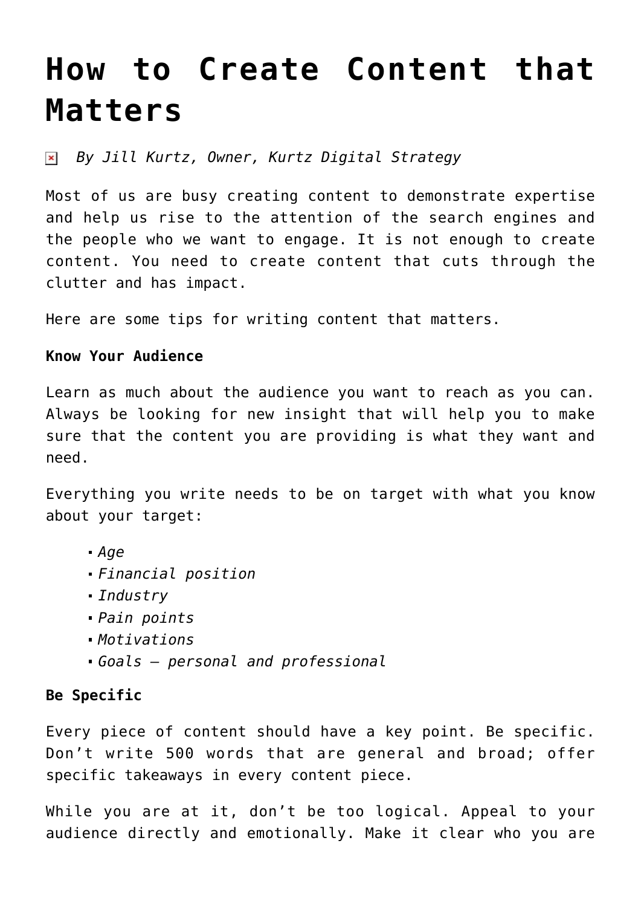# How to Create Content that Matters

*By Jill Kurtz, Owner, Kurtz Digital Strategy*

Most of us are busy creating content to demonstrate expertise and help us rise to the attention of the search engines and the people who we want to engage. It is not enough to create content. You need to create content that cuts through the clutter and has impact.

Here are some tips for writing content that matters.

**Know Your Audience**

Learn as much about the audience you want to reach as you can. Always be looking for new insight that will help you to make sure that the content you are providing is what they want and need.

Everything you write needs to be on target with what you know about your target:

- *Age*
- *Financial position*
- *Industry*
- *Pain points*
- *Motivations*
- *Goals – personal and professional*

**Be Specific**

Every piece of content should have a key point. Be specific. Don't write 500 words that are general and broad; offer specific takeaways in every content piece.

While you are at it, don't be too logical. Appeal to your audience directly and emotionally. Make it clear who you are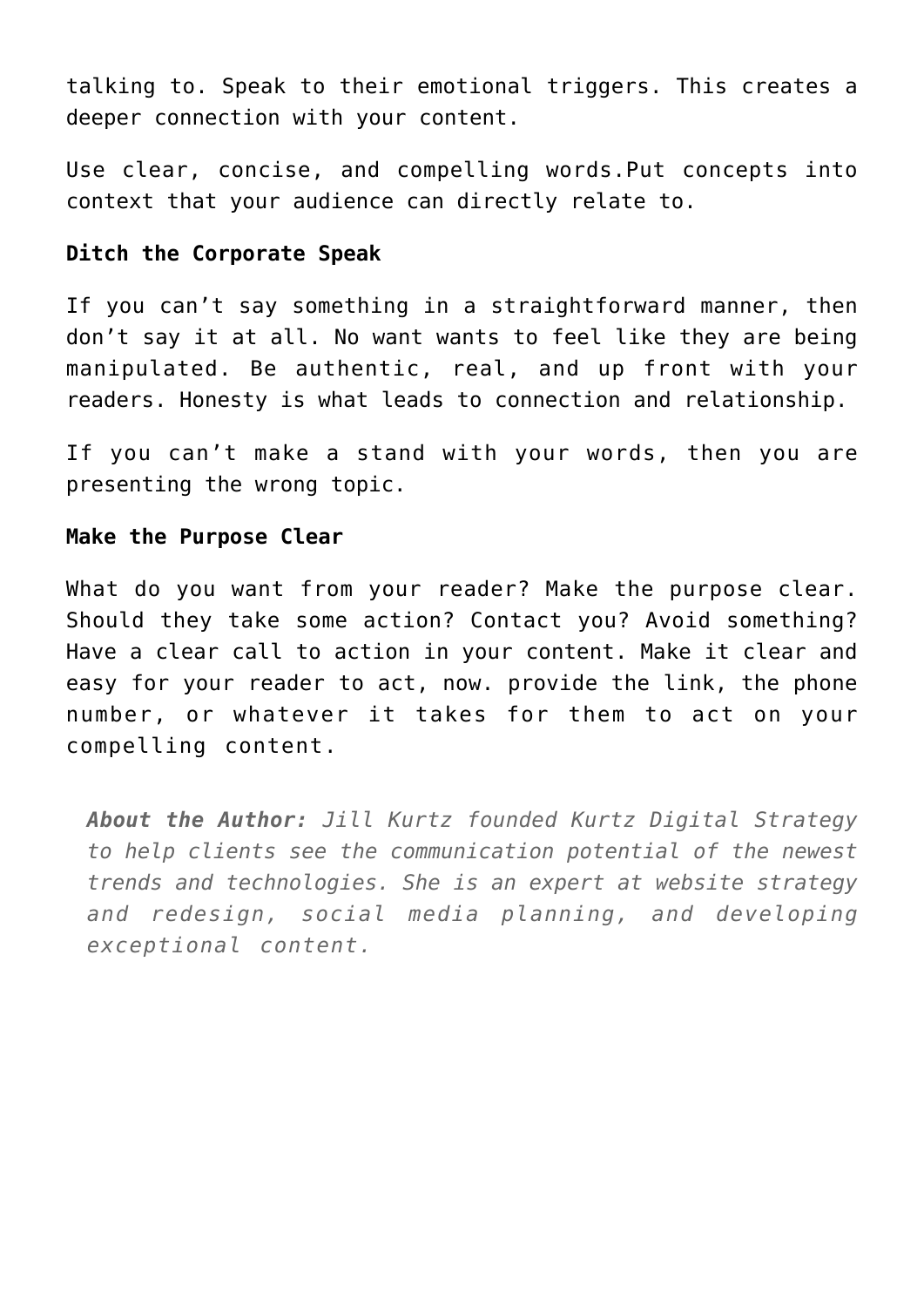talking to. Speak to their emotional triggers. This creates a deeper connection with your content.

Use clear, concise, and compelling words.Put concepts into context that your audience can directly relate to.

**Ditch the Corporate Speak**

If you can’t say something in a straightforward manner, then don’t say it at all. No want wants to feel like they are being manipulated. Be authentic, real, and up front with your readers. Honesty is what leads to connection and relationship.

If you can’t make a stand with your words, then you are presenting the wrong topic.

**Make the Purpose Clear**

What do you want from your reader? Make the purpose clear. Should they take some action? Contact you? Avoid something? Have a clear call to action in your content. Make it clear and easy for your reader to act, now. provide the link, the phone number, or whatever it takes for them to act on your compelling content.

> ***About the Author:*** *Jill Kurtz founded Kurtz Digital Strategy to help clients see the communication potential of the newest trends and technologies. She is an expert at website strategy and redesign, social media planning, and developing exceptional content.*